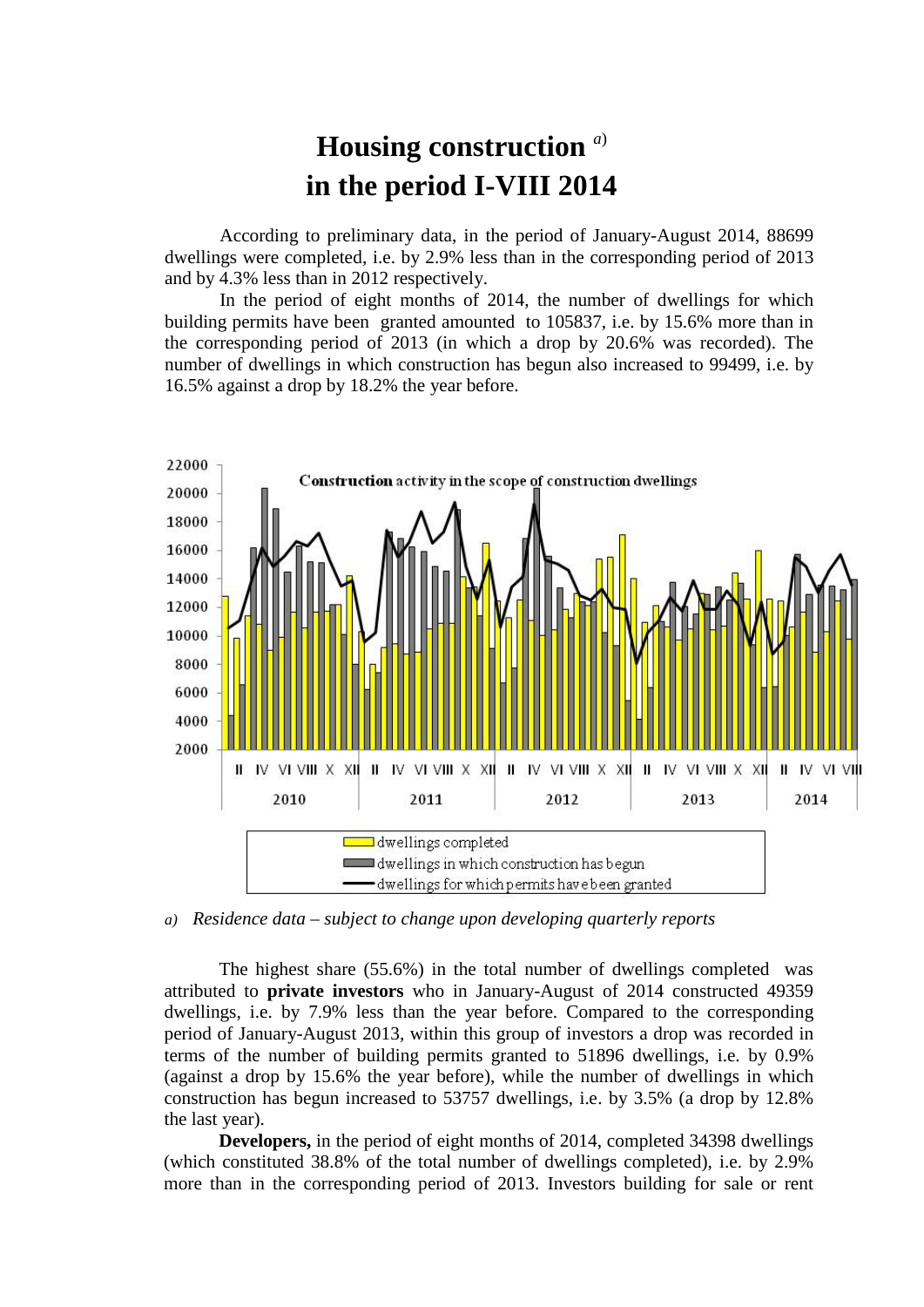# Housing construction [a] in the period I-VIII 2014

According to preliminary data, in the period of January-August 2014, 88699 dwellings were completed, i.e. by 2.9% less than in the corresponding period of 2013 and by 4.3% less than in 2012 respectively.

In the period of eight months of 2014, the number of dwellings for which building permits have been granted amounted to 105837, i.e. by 15.6% more than in the corresponding period of 2013 (in which a drop by 20.6% was recorded). The number of dwellings in which construction has begun also increased to 99499, i.e. by 16.5% against a drop by 18.2% the year before.

*a) Residence data – subject to change upon developing quarterly reports*

The highest share (55.6%) in the total number of dwellings completed was attributed to **private investors** who in January-August of 2014 constructed 49359 dwellings, i.e. by 7.9% less than the year before. Compared to the corresponding period of January-August 2013, within this group of investors a drop was recorded in terms of the number of building permits granted to 51896 dwellings, i.e. by 0.9% (against a drop by 15.6% the year before), while the number of dwellings in which construction has begun increased to 53757 dwellings, i.e. by 3.5% (a drop by 12.8% the last year).

**Developers,** in the period of eight months of 2014, completed 34398 dwellings (which constituted 38.8% of the total number of dwellings completed), i.e. by 2.9% more than in the corresponding period of 2013. Investors building for sale or rent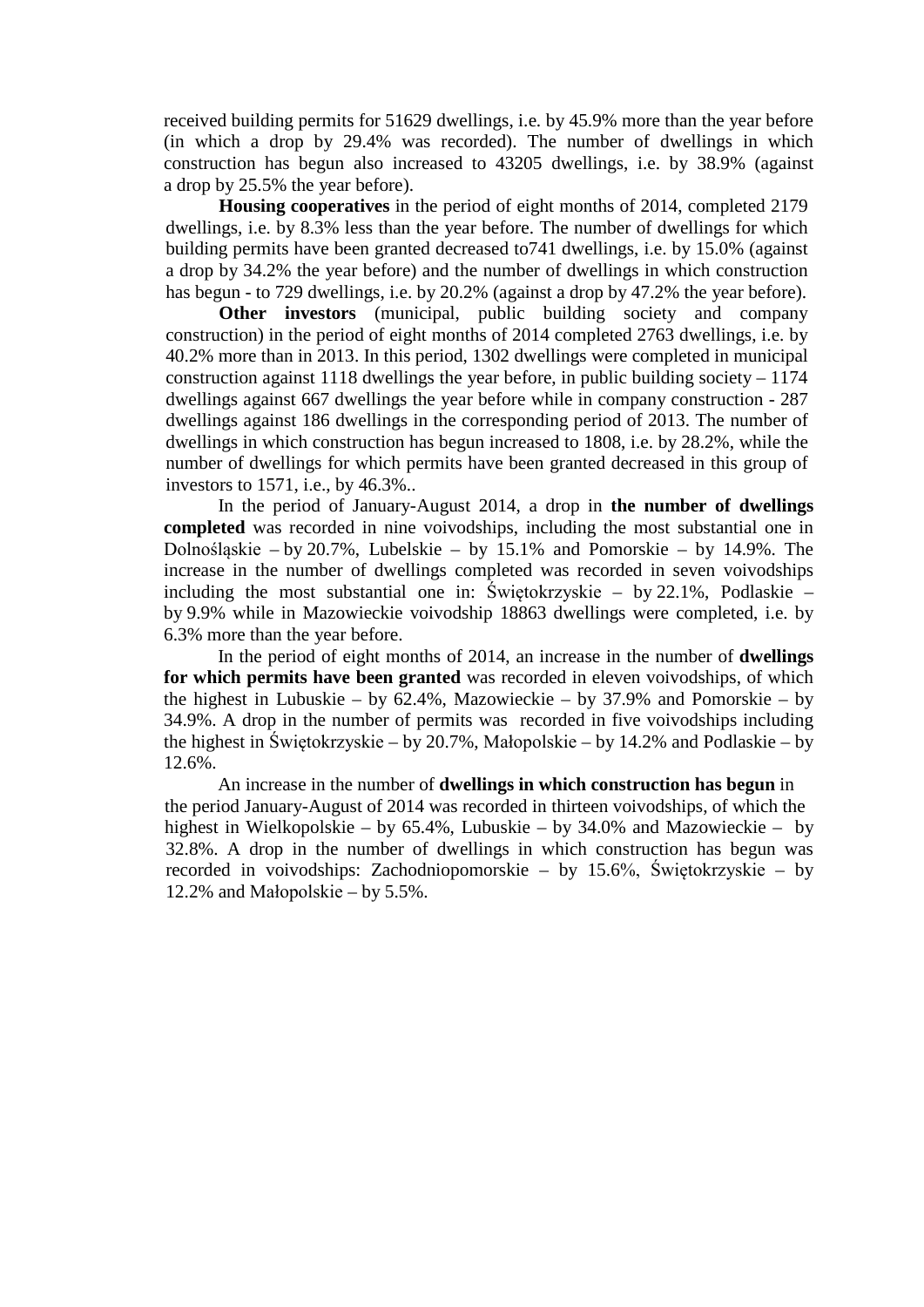received building permits for 51629 dwellings, i.e. by 45.9% more than the year before (in which a drop by 29.4% was recorded). The number of dwellings in which construction has begun also increased to 43205 dwellings, i.e. by 38.9% (against a drop by 25.5% the year before).

**Housing cooperatives** in the period of eight months of 2014, completed 2179 dwellings, i.e. by 8.3% less than the year before. The number of dwellings for which building permits have been granted decreased to741 dwellings, i.e. by 15.0% (against a drop by 34.2% the year before) and the number of dwellings in which construction has begun - to 729 dwellings, i.e. by 20.2% (against a drop by 47.2% the year before).

**Other investors** (municipal, public building society and company construction) in the period of eight months of 2014 completed 2763 dwellings, i.e. by 40.2% more than in 2013. In this period, 1302 dwellings were completed in municipal construction against 1118 dwellings the year before, in public building society – 1174 dwellings against 667 dwellings the year before while in company construction - 287 dwellings against 186 dwellings in the corresponding period of 2013. The number of dwellings in which construction has begun increased to 1808, i.e. by 28.2%, while the number of dwellings for which permits have been granted decreased in this group of investors to 1571, i.e., by 46.3%..

In the period of January-August 2014, a drop in **the number of dwellings completed** was recorded in nine voivodships, including the most substantial one in Dolnośląskie – by 20.7%, Lubelskie – by 15.1% and Pomorskie – by 14.9%. The increase in the number of dwellings completed was recorded in seven voivodships including the most substantial one in: Świętokrzyskie – by 22.1%, Podlaskie – by 9.9% while in Mazowieckie voivodship 18863 dwellings were completed, i.e. by 6.3% more than the year before.

In the period of eight months of 2014, an increase in the number of **dwellings for which permits have been granted** was recorded in eleven voivodships, of which the highest in Lubuskie – by 62.4%, Mazowieckie – by 37.9% and Pomorskie – by 34.9%. A drop in the number of permits was recorded in five voivodships including the highest in Świętokrzyskie – by 20.7%, Małopolskie – by 14.2% and Podlaskie – by 12.6%.

An increase in the number of **dwellings in which construction has begun** in the period January-August of 2014 was recorded in thirteen voivodships, of which the highest in Wielkopolskie – by 65.4%, Lubuskie – by 34.0% and Mazowieckie – by 32.8%. A drop in the number of dwellings in which construction has begun was recorded in voivodships: Zachodniopomorskie – by 15.6%, Świętokrzyskie – by 12.2% and Małopolskie – by 5.5%.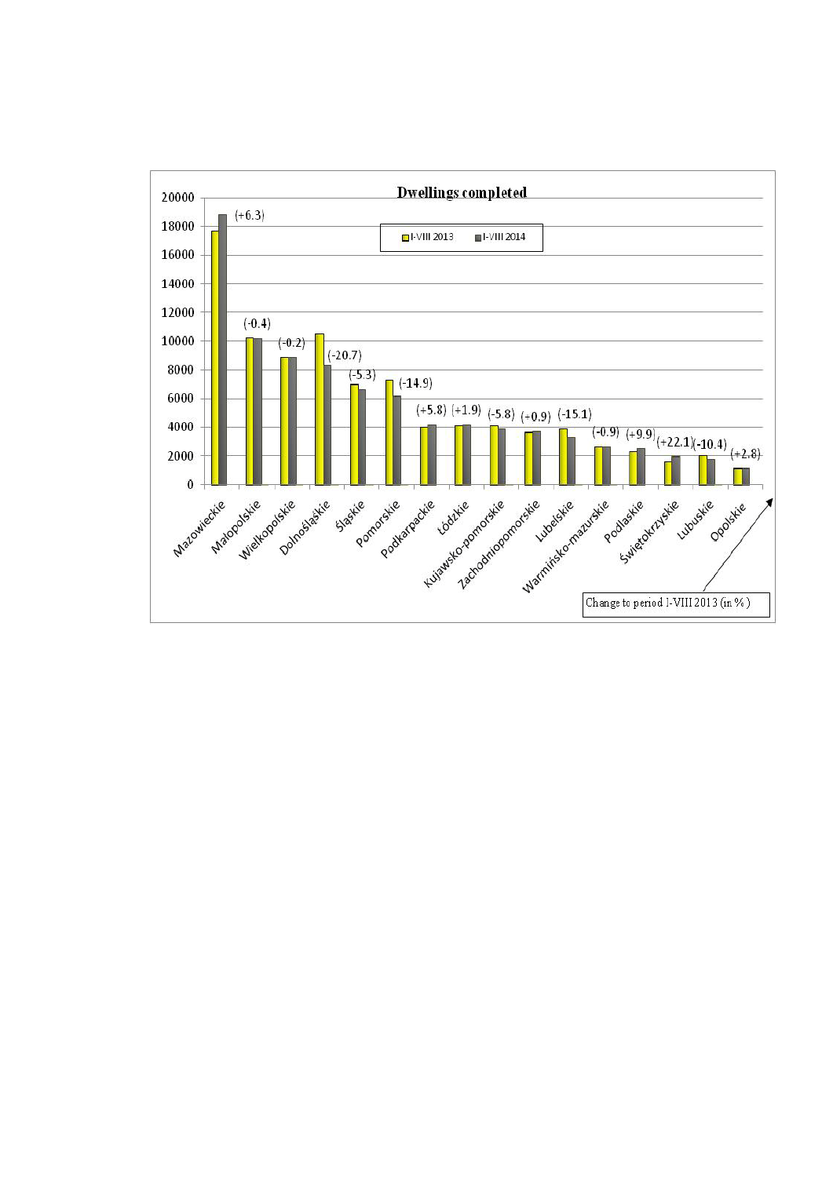**Dwellings completed**

I-VIII 2013 | I-VIII 2014

| Voivodship | Change to period I-VIII 2013 (in %) |
| --- | --- |
| Mazowieckie | (+6.3) |
| Małopolskie | (-0.4) |
| Wielkopolskie | (-0.2) |
| Dolnośląskie | (-20.7) |
| Śląskie | (-5.3) |
| Pomorskie | (-14.9) |
| Podkarpackie | (+5.8) |
| Łódzkie | (+1.9) |
| Kujawsko-pomorskie | (-5.8) |
| Zachodniopomorskie | (+0.9) |
| Lubelskie | (-15.1) |
| Warmińsko-mazurskie | (-0.9) |
| Podlaskie | (+9.9) |
| Świętokrzyskie | (+22.1) |
| Lubuskie | (-10.4) |
| Opolskie | (+2.8) |

Change to period I-VIII 2013 (in %)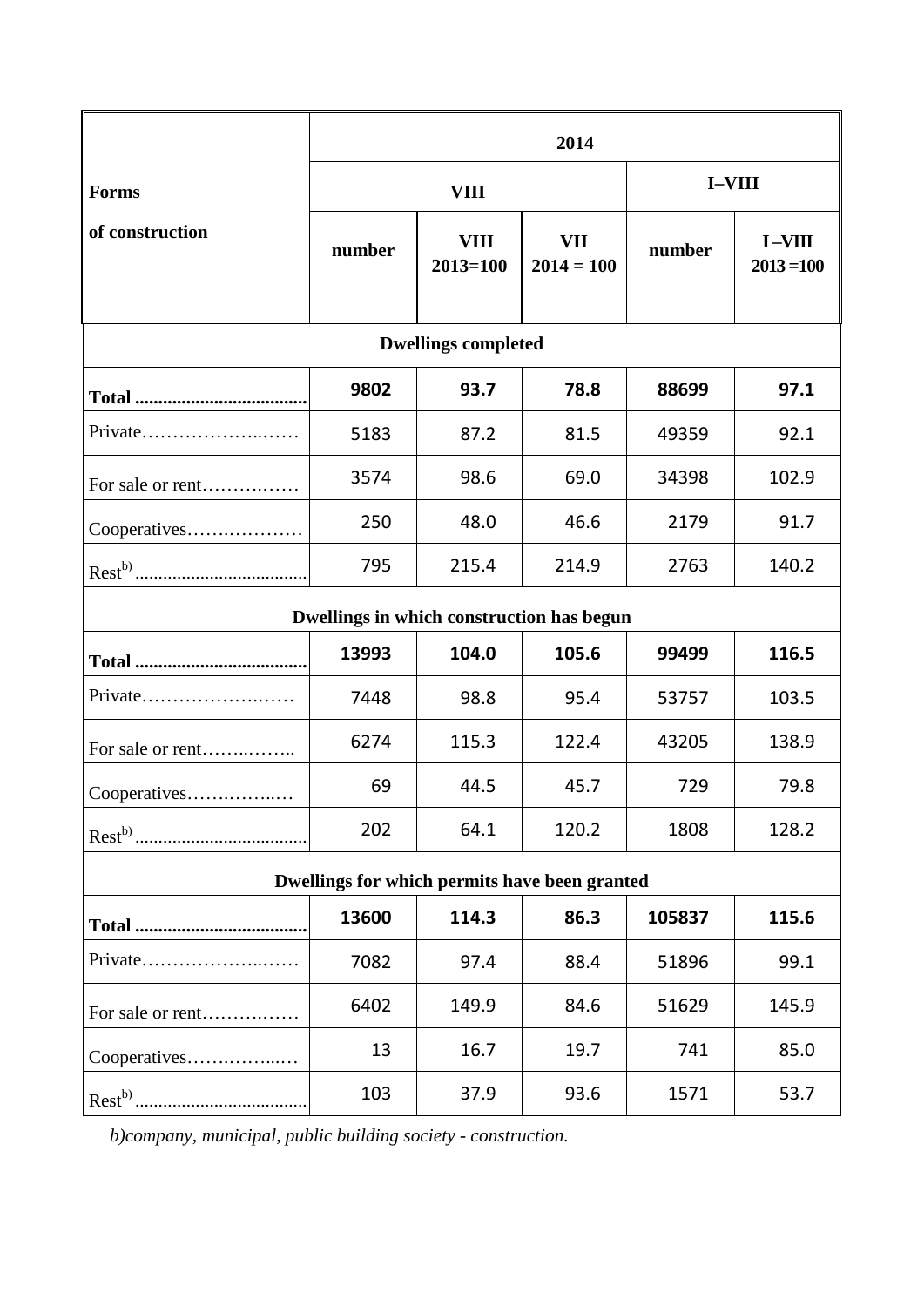| Forms of construction | 2014 | | | | |
|---|---|---|---|---|---|
| | VIII | | | I–VIII | |
| | number | VIII 2013=100 | VII 2014 = 100 | number | I –VIII 2013 =100 |
| **Dwellings completed** | | | | | |
| **Total** | **9802** | **93.7** | **78.8** | **88699** | **97.1** |
| Private | 5183 | 87.2 | 81.5 | 49359 | 92.1 |
| For sale or rent | 3574 | 98.6 | 69.0 | 34398 | 102.9 |
| Cooperatives | 250 | 48.0 | 46.6 | 2179 | 91.7 |
| Rest[b)] | 795 | 215.4 | 214.9 | 2763 | 140.2 |
| **Dwellings in which construction has begun** | | | | | |
| **Total** | **13993** | **104.0** | **105.6** | **99499** | **116.5** |
| Private | 7448 | 98.8 | 95.4 | 53757 | 103.5 |
| For sale or rent | 6274 | 115.3 | 122.4 | 43205 | 138.9 |
| Cooperatives | 69 | 44.5 | 45.7 | 729 | 79.8 |
| Rest[b)] | 202 | 64.1 | 120.2 | 1808 | 128.2 |
| **Dwellings for which permits have been granted** | | | | | |
| **Total** | **13600** | **114.3** | **86.3** | **105837** | **115.6** |
| Private | 7082 | 97.4 | 88.4 | 51896 | 99.1 |
| For sale or rent | 6402 | 149.9 | 84.6 | 51629 | 145.9 |
| Cooperatives | 13 | 16.7 | 19.7 | 741 | 85.0 |
| Rest[b)] | 103 | 37.9 | 93.6 | 1571 | 53.7 |

*b)company, municipal, public building society - construction.*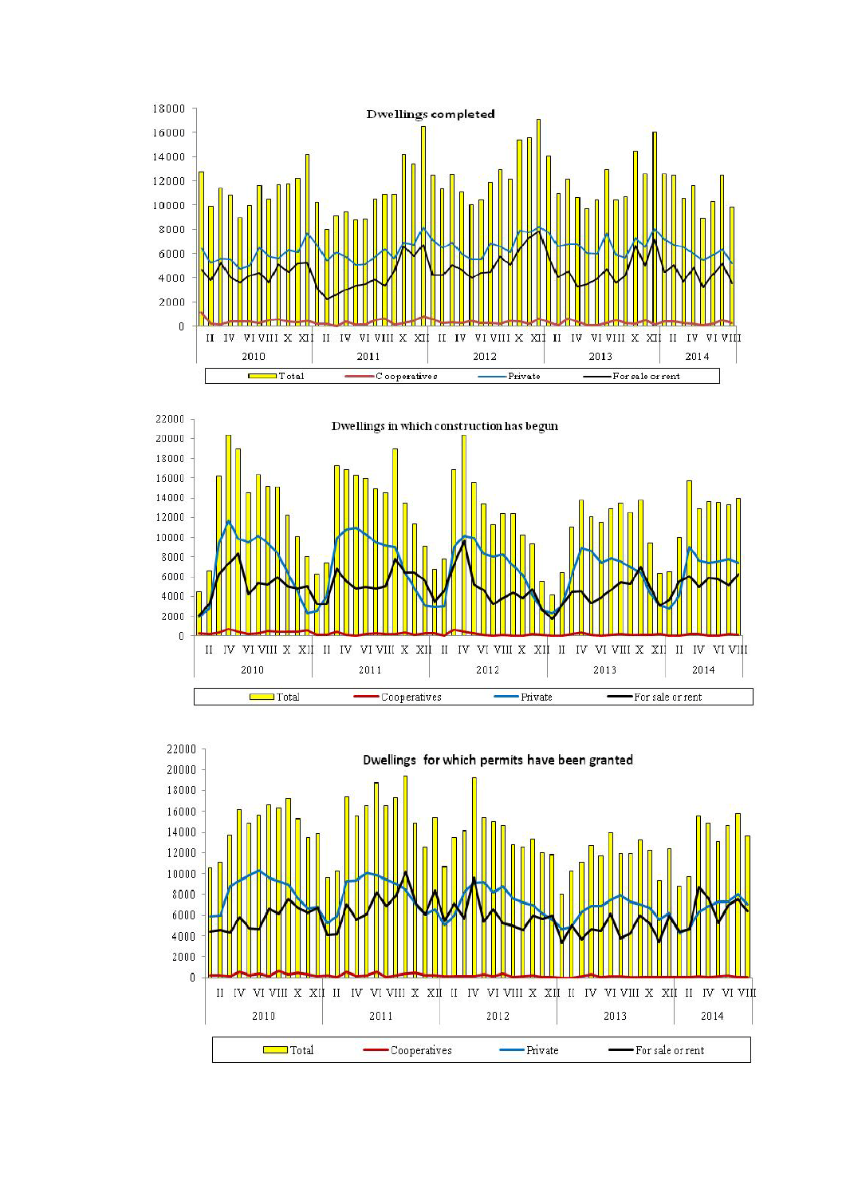Dwellings completed

18000
16000
14000
12000
10000
8000
6000
4000
2000
0

II IV VI VIII X XII II IV VI VIII X XII II IV VI VIII X XII II IV VI VIII X XII II IV VI VIII

2010 2011 2012 2013 2014

Total Cooperatives Private For sale or rent

Dwellings in which construction has begun

22000
20000
18000
16000
14000
12000
10000
8000
6000
4000
2000
0

II IV VI VIII X XII II IV VI VIII X XII II IV VI VIII X XII II IV VI VIII X XII II IV VI VIII

2010 2011 2012 2013 2014

Total Cooperatives Private For sale or rent

Dwellings for which permits have been granted

22000
20000
18000
16000
14000
12000
10000
8000
6000
4000
2000
0

II IV VI VIII X XII II IV VI VIII X XII II IV VI VIII X XII II IV VI VIII X XII II IV VI VIII

2010 2011 2012 2013 2014

Total Cooperatives Private For sale or rent